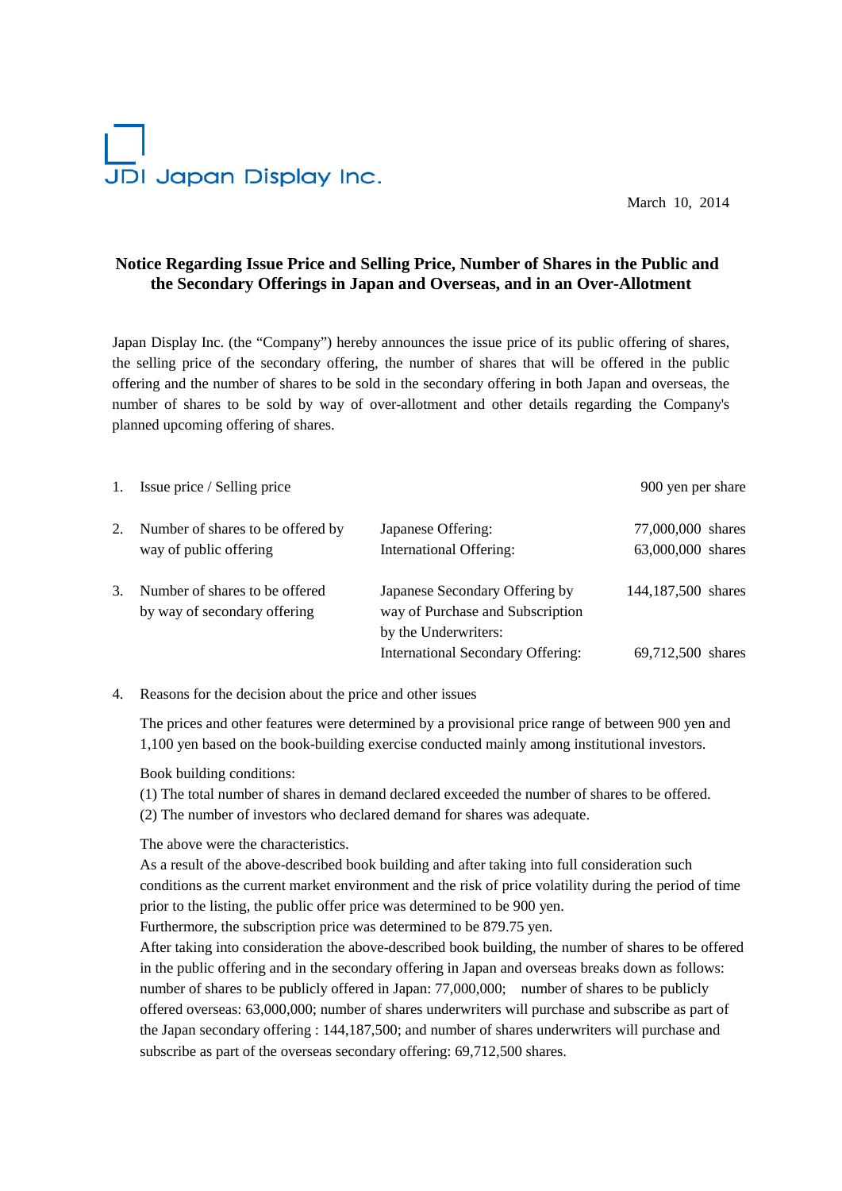JDI Japan Display Inc.

March 10, 2014

## Notice Regarding Issue Price and Selling Price, Number of Shares in the Public and the Secondary Offerings in Japan and Overseas, and in an Over-Allotment

Japan Display Inc. (the "Company") hereby announces the issue price of its public offering of shares, the selling price of the secondary offering, the number of shares that will be offered in the public offering and the number of shares to be sold in the secondary offering in both Japan and overseas, the number of shares to be sold by way of over-allotment and other details regarding the Company's planned upcoming offering of shares.

| | | | |
|---|---|---|---|
| 1. | Issue price / Selling price | | 900 yen per share |
| 2. | Number of shares to be offered by way of public offering | Japanese Offering: | 77,000,000 shares |
| | | International Offering: | 63,000,000 shares |
| 3. | Number of shares to be offered by way of secondary offering | Japanese Secondary Offering by way of Purchase and Subscription by the Underwriters: | 144,187,500 shares |
| | | International Secondary Offering: | 69,712,500 shares |

4. Reasons for the decision about the price and other issues

The prices and other features were determined by a provisional price range of between 900 yen and 1,100 yen based on the book-building exercise conducted mainly among institutional investors.

Book building conditions:
(1) The total number of shares in demand declared exceeded the number of shares to be offered.
(2) The number of investors who declared demand for shares was adequate.

The above were the characteristics.
As a result of the above-described book building and after taking into full consideration such conditions as the current market environment and the risk of price volatility during the period of time prior to the listing, the public offer price was determined to be 900 yen.
Furthermore, the subscription price was determined to be 879.75 yen.
After taking into consideration the above-described book building, the number of shares to be offered in the public offering and in the secondary offering in Japan and overseas breaks down as follows: number of shares to be publicly offered in Japan: 77,000,000; number of shares to be publicly offered overseas: 63,000,000; number of shares underwriters will purchase and subscribe as part of the Japan secondary offering : 144,187,500; and number of shares underwriters will purchase and subscribe as part of the overseas secondary offering: 69,712,500 shares.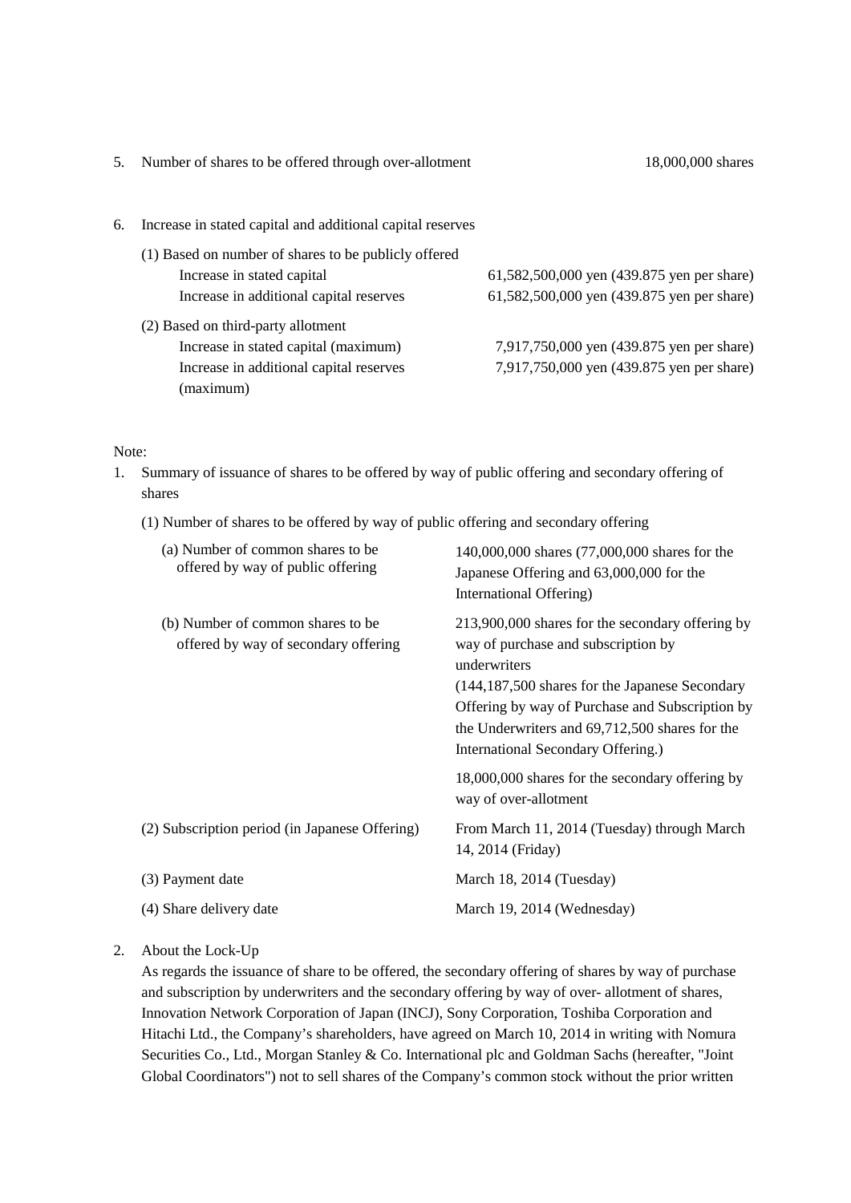5. Number of shares to be offered through over-allotment 18,000,000 shares

6. Increase in stated capital and additional capital reserves

   (1) Based on number of shares to be publicly offered

| | |
|---|---|
| Increase in stated capital | 61,582,500,000 yen (439.875 yen per share) |
| Increase in additional capital reserves | 61,582,500,000 yen (439.875 yen per share) |

   (2) Based on third-party allotment

| | |
|---|---|
| Increase in stated capital (maximum) | 7,917,750,000 yen (439.875 yen per share) |
| Increase in additional capital reserves (maximum) | 7,917,750,000 yen (439.875 yen per share) |

Note:

1. Summary of issuance of shares to be offered by way of public offering and secondary offering of shares

   (1) Number of shares to be offered by way of public offering and secondary offering

| | |
|---|---|
| (a) Number of common shares to be offered by way of public offering | 140,000,000 shares (77,000,000 shares for the Japanese Offering and 63,000,000 for the International Offering) |
| (b) Number of common shares to be offered by way of secondary offering | 213,900,000 shares for the secondary offering by way of purchase and subscription by underwriters (144,187,500 shares for the Japanese Secondary Offering by way of Purchase and Subscription by the Underwriters and 69,712,500 shares for the International Secondary Offering.) |
| | 18,000,000 shares for the secondary offering by way of over-allotment |
| (2) Subscription period (in Japanese Offering) | From March 11, 2014 (Tuesday) through March 14, 2014 (Friday) |
| (3) Payment date | March 18, 2014 (Tuesday) |
| (4) Share delivery date | March 19, 2014 (Wednesday) |

2. About the Lock-Up

   As regards the issuance of share to be offered, the secondary offering of shares by way of purchase and subscription by underwriters and the secondary offering by way of over- allotment of shares, Innovation Network Corporation of Japan (INCJ), Sony Corporation, Toshiba Corporation and Hitachi Ltd., the Company's shareholders, have agreed on March 10, 2014 in writing with Nomura Securities Co., Ltd., Morgan Stanley & Co. International plc and Goldman Sachs (hereafter, "Joint Global Coordinators") not to sell shares of the Company's common stock without the prior written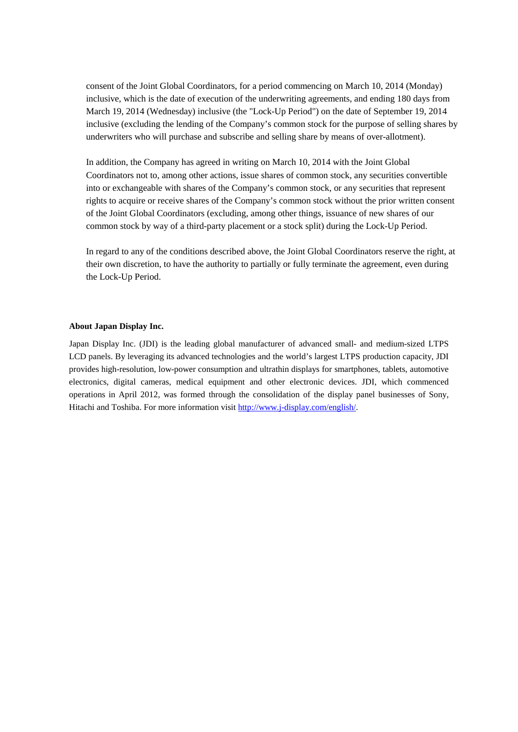consent of the Joint Global Coordinators, for a period commencing on March 10, 2014 (Monday) inclusive, which is the date of execution of the underwriting agreements, and ending 180 days from March 19, 2014 (Wednesday) inclusive (the "Lock-Up Period") on the date of September 19, 2014 inclusive (excluding the lending of the Company's common stock for the purpose of selling shares by underwriters who will purchase and subscribe and selling share by means of over-allotment).

In addition, the Company has agreed in writing on March 10, 2014 with the Joint Global Coordinators not to, among other actions, issue shares of common stock, any securities convertible into or exchangeable with shares of the Company's common stock, or any securities that represent rights to acquire or receive shares of the Company's common stock without the prior written consent of the Joint Global Coordinators (excluding, among other things, issuance of new shares of our common stock by way of a third-party placement or a stock split) during the Lock-Up Period.

In regard to any of the conditions described above, the Joint Global Coordinators reserve the right, at their own discretion, to have the authority to partially or fully terminate the agreement, even during the Lock-Up Period.

**About Japan Display Inc.**

Japan Display Inc. (JDI) is the leading global manufacturer of advanced small- and medium-sized LTPS LCD panels. By leveraging its advanced technologies and the world's largest LTPS production capacity, JDI provides high-resolution, low-power consumption and ultrathin displays for smartphones, tablets, automotive electronics, digital cameras, medical equipment and other electronic devices. JDI, which commenced operations in April 2012, was formed through the consolidation of the display panel businesses of Sony, Hitachi and Toshiba. For more information visit [http://www.j-display.com/english/](http://www.j-display.com/english/).